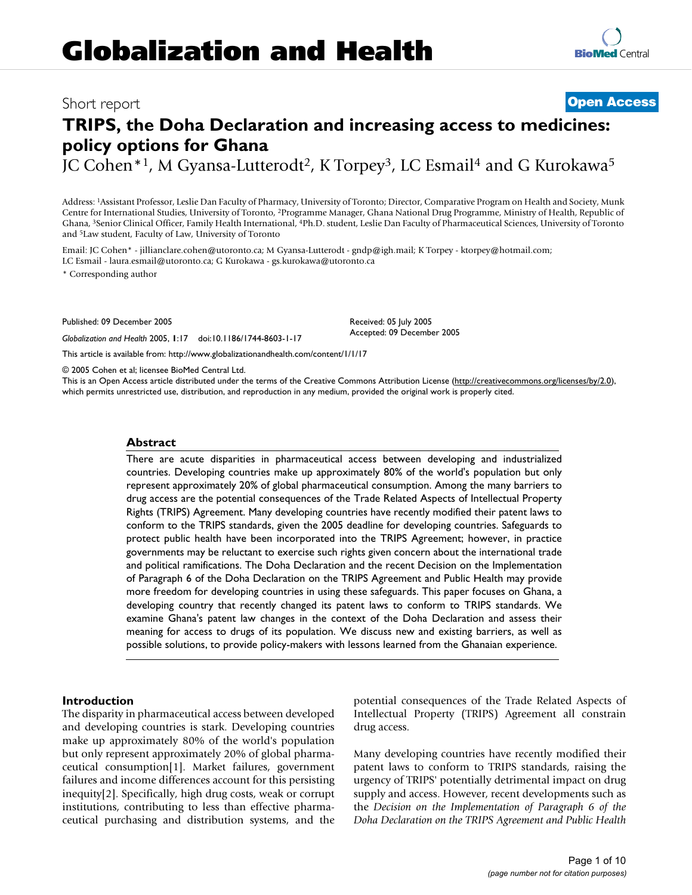# Globalization and Health

Short report

**Open Access**

# TRIPS, the Doha Declaration and increasing access to medicines: policy options for Ghana

JC Cohen*[1], M Gyansa-Lutterodt[2], K Torpey[3], LC Esmail[4] and G Kurokawa[5]

Address: [1]Assistant Professor, Leslie Dan Faculty of Pharmacy, University of Toronto; Director, Comparative Program on Health and Society, Munk Centre for International Studies, University of Toronto, [2]Programme Manager, Ghana National Drug Programme, Ministry of Health, Republic of Ghana, [3]Senior Clinical Officer, Family Health International, [4]Ph.D. student, Leslie Dan Faculty of Pharmaceutical Sciences, University of Toronto and [5]Law student, Faculty of Law, University of Toronto

Email: JC Cohen* - jillianclare.cohen@utoronto.ca; M Gyansa-Lutterodt - gndp@igh.mail; K Torpey - ktorpey@hotmail.com; LC Esmail - laura.esmail@utoronto.ca; G Kurokawa - gs.kurokawa@utoronto.ca

* Corresponding author

Published: 09 December 2005

*Globalization and Health* 2005, **1**:17 doi:10.1186/1744-8603-1-17

Received: 05 July 2005
Accepted: 09 December 2005

This article is available from: http://www.globalizationandhealth.com/content/1/1/17

© 2005 Cohen et al; licensee BioMed Central Ltd.
This is an Open Access article distributed under the terms of the Creative Commons Attribution License (http://creativecommons.org/licenses/by/2.0), which permits unrestricted use, distribution, and reproduction in any medium, provided the original work is properly cited.

## Abstract

There are acute disparities in pharmaceutical access between developing and industrialized countries. Developing countries make up approximately 80% of the world's population but only represent approximately 20% of global pharmaceutical consumption. Among the many barriers to drug access are the potential consequences of the Trade Related Aspects of Intellectual Property Rights (TRIPS) Agreement. Many developing countries have recently modified their patent laws to conform to the TRIPS standards, given the 2005 deadline for developing countries. Safeguards to protect public health have been incorporated into the TRIPS Agreement; however, in practice governments may be reluctant to exercise such rights given concern about the international trade and political ramifications. The Doha Declaration and the recent Decision on the Implementation of Paragraph 6 of the Doha Declaration on the TRIPS Agreement and Public Health may provide more freedom for developing countries in using these safeguards. This paper focuses on Ghana, a developing country that recently changed its patent laws to conform to TRIPS standards. We examine Ghana's patent law changes in the context of the Doha Declaration and assess their meaning for access to drugs of its population. We discuss new and existing barriers, as well as possible solutions, to provide policy-makers with lessons learned from the Ghanaian experience.

## Introduction

The disparity in pharmaceutical access between developed and developing countries is stark. Developing countries make up approximately 80% of the world's population but only represent approximately 20% of global pharmaceutical consumption[1]. Market failures, government failures and income differences account for this persisting inequity[2]. Specifically, high drug costs, weak or corrupt institutions, contributing to less than effective pharmaceutical purchasing and distribution systems, and the potential consequences of the Trade Related Aspects of Intellectual Property (TRIPS) Agreement all constrain drug access.

Many developing countries have recently modified their patent laws to conform to TRIPS standards, raising the urgency of TRIPS' potentially detrimental impact on drug supply and access. However, recent developments such as the *Decision on the Implementation of Paragraph 6 of the Doha Declaration on the TRIPS Agreement and Public Health*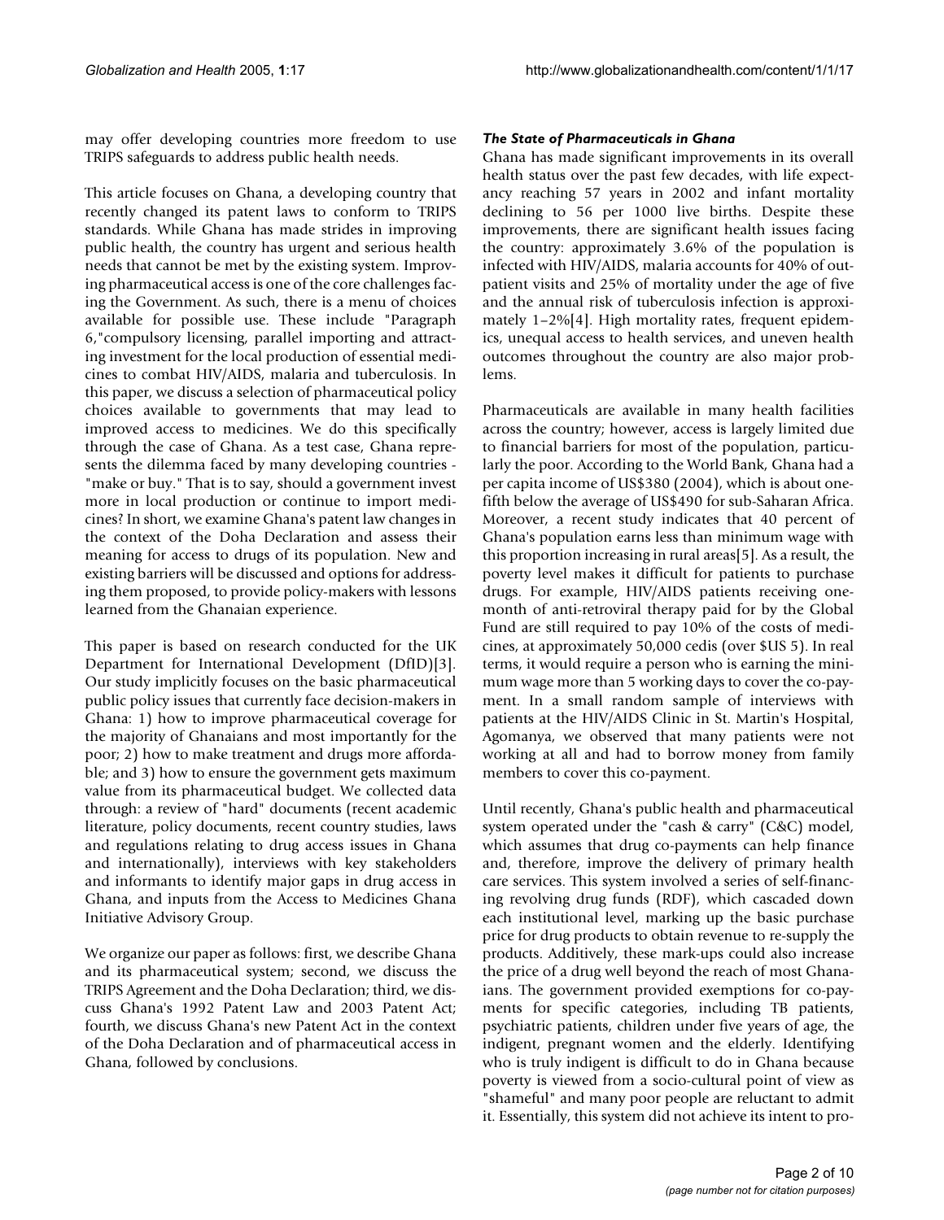may offer developing countries more freedom to use TRIPS safeguards to address public health needs.

This article focuses on Ghana, a developing country that recently changed its patent laws to conform to TRIPS standards. While Ghana has made strides in improving public health, the country has urgent and serious health needs that cannot be met by the existing system. Improving pharmaceutical access is one of the core challenges facing the Government. As such, there is a menu of choices available for possible use. These include "Paragraph 6,"compulsory licensing, parallel importing and attracting investment for the local production of essential medicines to combat HIV/AIDS, malaria and tuberculosis. In this paper, we discuss a selection of pharmaceutical policy choices available to governments that may lead to improved access to medicines. We do this specifically through the case of Ghana. As a test case, Ghana represents the dilemma faced by many developing countries - "make or buy." That is to say, should a government invest more in local production or continue to import medicines? In short, we examine Ghana's patent law changes in the context of the Doha Declaration and assess their meaning for access to drugs of its population. New and existing barriers will be discussed and options for addressing them proposed, to provide policy-makers with lessons learned from the Ghanaian experience.

This paper is based on research conducted for the UK Department for International Development (DfID)[3]. Our study implicitly focuses on the basic pharmaceutical public policy issues that currently face decision-makers in Ghana: 1) how to improve pharmaceutical coverage for the majority of Ghanaians and most importantly for the poor; 2) how to make treatment and drugs more affordable; and 3) how to ensure the government gets maximum value from its pharmaceutical budget. We collected data through: a review of "hard" documents (recent academic literature, policy documents, recent country studies, laws and regulations relating to drug access issues in Ghana and internationally), interviews with key stakeholders and informants to identify major gaps in drug access in Ghana, and inputs from the Access to Medicines Ghana Initiative Advisory Group.

We organize our paper as follows: first, we describe Ghana and its pharmaceutical system; second, we discuss the TRIPS Agreement and the Doha Declaration; third, we discuss Ghana's 1992 Patent Law and 2003 Patent Act; fourth, we discuss Ghana's new Patent Act in the context of the Doha Declaration and of pharmaceutical access in Ghana, followed by conclusions.

### *The State of Pharmaceuticals in Ghana*

Ghana has made significant improvements in its overall health status over the past few decades, with life expectancy reaching 57 years in 2002 and infant mortality declining to 56 per 1000 live births. Despite these improvements, there are significant health issues facing the country: approximately 3.6% of the population is infected with HIV/AIDS, malaria accounts for 40% of outpatient visits and 25% of mortality under the age of five and the annual risk of tuberculosis infection is approximately 1–2%[4]. High mortality rates, frequent epidemics, unequal access to health services, and uneven health outcomes throughout the country are also major problems.

Pharmaceuticals are available in many health facilities across the country; however, access is largely limited due to financial barriers for most of the population, particularly the poor. According to the World Bank, Ghana had a per capita income of US$380 (2004), which is about one-fifth below the average of US$490 for sub-Saharan Africa. Moreover, a recent study indicates that 40 percent of Ghana's population earns less than minimum wage with this proportion increasing in rural areas[5]. As a result, the poverty level makes it difficult for patients to purchase drugs. For example, HIV/AIDS patients receiving one-month of anti-retroviral therapy paid for by the Global Fund are still required to pay 10% of the costs of medicines, at approximately 50,000 cedis (over $US 5). In real terms, it would require a person who is earning the minimum wage more than 5 working days to cover the co-payment. In a small random sample of interviews with patients at the HIV/AIDS Clinic in St. Martin's Hospital, Agomanya, we observed that many patients were not working at all and had to borrow money from family members to cover this co-payment.

Until recently, Ghana's public health and pharmaceutical system operated under the "cash & carry" (C&C) model, which assumes that drug co-payments can help finance and, therefore, improve the delivery of primary health care services. This system involved a series of self-financing revolving drug funds (RDF), which cascaded down each institutional level, marking up the basic purchase price for drug products to obtain revenue to re-supply the products. Additively, these mark-ups could also increase the price of a drug well beyond the reach of most Ghanaians. The government provided exemptions for co-payments for specific categories, including TB patients, psychiatric patients, children under five years of age, the indigent, pregnant women and the elderly. Identifying who is truly indigent is difficult to do in Ghana because poverty is viewed from a socio-cultural point of view as "shameful" and many poor people are reluctant to admit it. Essentially, this system did not achieve its intent to pro-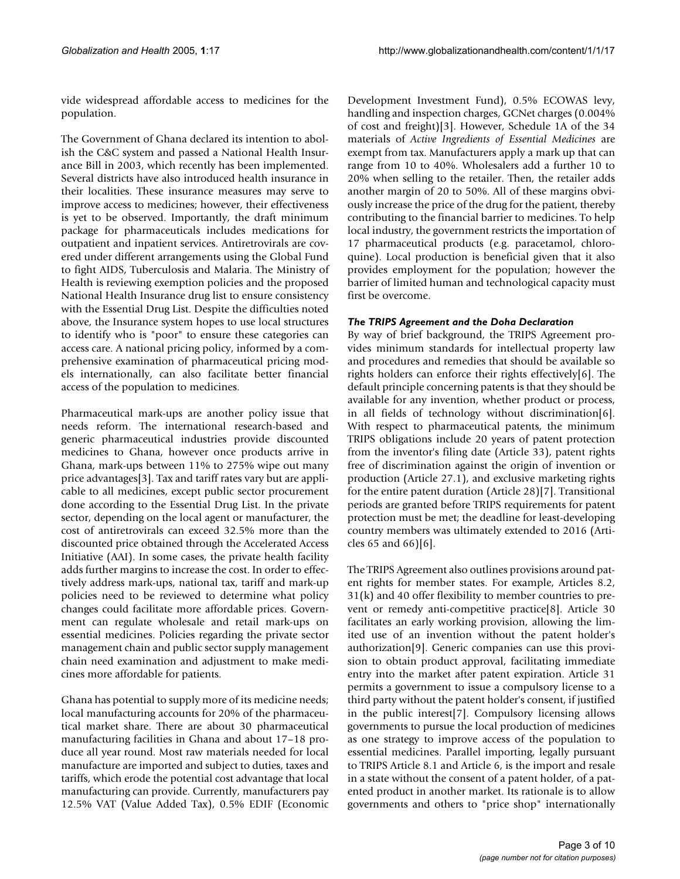vide widespread affordable access to medicines for the population.

The Government of Ghana declared its intention to abolish the C&C system and passed a National Health Insurance Bill in 2003, which recently has been implemented. Several districts have also introduced health insurance in their localities. These insurance measures may serve to improve access to medicines; however, their effectiveness is yet to be observed. Importantly, the draft minimum package for pharmaceuticals includes medications for outpatient and inpatient services. Antiretrovirals are covered under different arrangements using the Global Fund to fight AIDS, Tuberculosis and Malaria. The Ministry of Health is reviewing exemption policies and the proposed National Health Insurance drug list to ensure consistency with the Essential Drug List. Despite the difficulties noted above, the Insurance system hopes to use local structures to identify who is "poor" to ensure these categories can access care. A national pricing policy, informed by a comprehensive examination of pharmaceutical pricing models internationally, can also facilitate better financial access of the population to medicines.

Pharmaceutical mark-ups are another policy issue that needs reform. The international research-based and generic pharmaceutical industries provide discounted medicines to Ghana, however once products arrive in Ghana, mark-ups between 11% to 275% wipe out many price advantages[3]. Tax and tariff rates vary but are applicable to all medicines, except public sector procurement done according to the Essential Drug List. In the private sector, depending on the local agent or manufacturer, the cost of antiretrovirals can exceed 32.5% more than the discounted price obtained through the Accelerated Access Initiative (AAI). In some cases, the private health facility adds further margins to increase the cost. In order to effectively address mark-ups, national tax, tariff and mark-up policies need to be reviewed to determine what policy changes could facilitate more affordable prices. Government can regulate wholesale and retail mark-ups on essential medicines. Policies regarding the private sector management chain and public sector supply management chain need examination and adjustment to make medicines more affordable for patients.

Ghana has potential to supply more of its medicine needs; local manufacturing accounts for 20% of the pharmaceutical market share. There are about 30 pharmaceutical manufacturing facilities in Ghana and about 17–18 produce all year round. Most raw materials needed for local manufacture are imported and subject to duties, taxes and tariffs, which erode the potential cost advantage that local manufacturing can provide. Currently, manufacturers pay 12.5% VAT (Value Added Tax), 0.5% EDIF (Economic Development Investment Fund), 0.5% ECOWAS levy, handling and inspection charges, GCNet charges (0.004% of cost and freight)[3]. However, Schedule 1A of the 34 materials of *Active Ingredients of Essential Medicines* are exempt from tax. Manufacturers apply a mark up that can range from 10 to 40%. Wholesalers add a further 10 to 20% when selling to the retailer. Then, the retailer adds another margin of 20 to 50%. All of these margins obviously increase the price of the drug for the patient, thereby contributing to the financial barrier to medicines. To help local industry, the government restricts the importation of 17 pharmaceutical products (e.g. paracetamol, chloroquine). Local production is beneficial given that it also provides employment for the population; however the barrier of limited human and technological capacity must first be overcome.

### *The TRIPS Agreement and the Doha Declaration*

By way of brief background, the TRIPS Agreement provides minimum standards for intellectual property law and procedures and remedies that should be available so rights holders can enforce their rights effectively[6]. The default principle concerning patents is that they should be available for any invention, whether product or process, in all fields of technology without discrimination[6]. With respect to pharmaceutical patents, the minimum TRIPS obligations include 20 years of patent protection from the inventor's filing date (Article 33), patent rights free of discrimination against the origin of invention or production (Article 27.1), and exclusive marketing rights for the entire patent duration (Article 28)[7]. Transitional periods are granted before TRIPS requirements for patent protection must be met; the deadline for least-developing country members was ultimately extended to 2016 (Articles 65 and 66)[6].

The TRIPS Agreement also outlines provisions around patent rights for member states. For example, Articles 8.2, 31(k) and 40 offer flexibility to member countries to prevent or remedy anti-competitive practice[8]. Article 30 facilitates an early working provision, allowing the limited use of an invention without the patent holder's authorization[9]. Generic companies can use this provision to obtain product approval, facilitating immediate entry into the market after patent expiration. Article 31 permits a government to issue a compulsory license to a third party without the patent holder's consent, if justified in the public interest[7]. Compulsory licensing allows governments to pursue the local production of medicines as one strategy to improve access of the population to essential medicines. Parallel importing, legally pursuant to TRIPS Article 8.1 and Article 6, is the import and resale in a state without the consent of a patent holder, of a patented product in another market. Its rationale is to allow governments and others to "price shop" internationally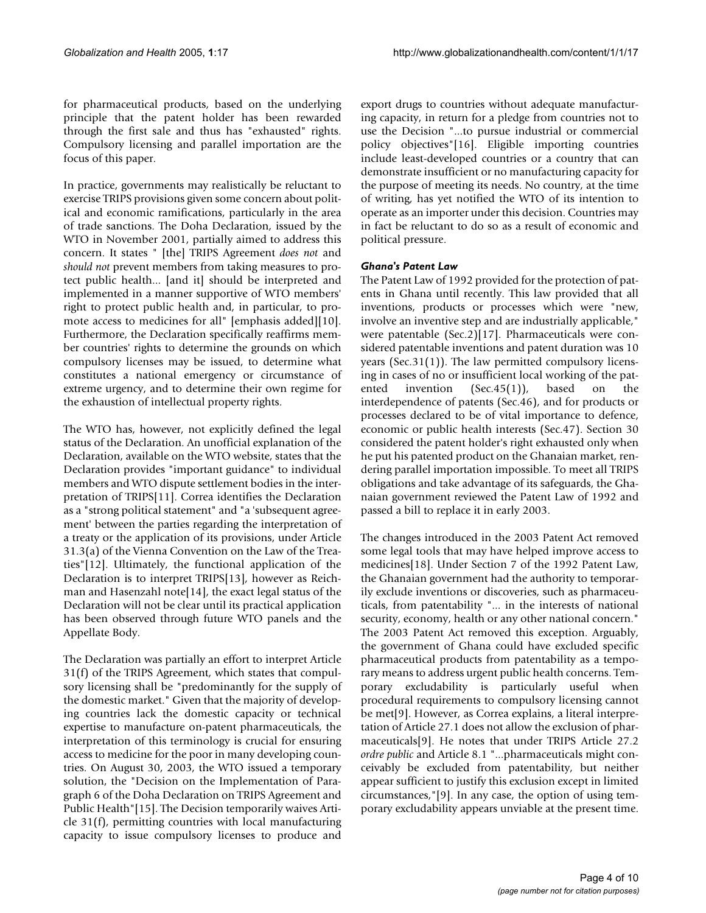for pharmaceutical products, based on the underlying principle that the patent holder has been rewarded through the first sale and thus has "exhausted" rights. Compulsory licensing and parallel importation are the focus of this paper.

In practice, governments may realistically be reluctant to exercise TRIPS provisions given some concern about political and economic ramifications, particularly in the area of trade sanctions. The Doha Declaration, issued by the WTO in November 2001, partially aimed to address this concern. It states " [the] TRIPS Agreement *does not* and *should not* prevent members from taking measures to protect public health... [and it] should be interpreted and implemented in a manner supportive of WTO members' right to protect public health and, in particular, to promote access to medicines for all" [emphasis added][10]. Furthermore, the Declaration specifically reaffirms member countries' rights to determine the grounds on which compulsory licenses may be issued, to determine what constitutes a national emergency or circumstance of extreme urgency, and to determine their own regime for the exhaustion of intellectual property rights.

The WTO has, however, not explicitly defined the legal status of the Declaration. An unofficial explanation of the Declaration, available on the WTO website, states that the Declaration provides "important guidance" to individual members and WTO dispute settlement bodies in the interpretation of TRIPS[11]. Correa identifies the Declaration as a "strong political statement" and "a 'subsequent agreement' between the parties regarding the interpretation of a treaty or the application of its provisions, under Article 31.3(a) of the Vienna Convention on the Law of the Treaties"[12]. Ultimately, the functional application of the Declaration is to interpret TRIPS[13], however as Reichman and Hasenzahl note[14], the exact legal status of the Declaration will not be clear until its practical application has been observed through future WTO panels and the Appellate Body.

The Declaration was partially an effort to interpret Article 31(f) of the TRIPS Agreement, which states that compulsory licensing shall be "predominantly for the supply of the domestic market." Given that the majority of developing countries lack the domestic capacity or technical expertise to manufacture on-patent pharmaceuticals, the interpretation of this terminology is crucial for ensuring access to medicine for the poor in many developing countries. On August 30, 2003, the WTO issued a temporary solution, the "Decision on the Implementation of Paragraph 6 of the Doha Declaration on TRIPS Agreement and Public Health"[15]. The Decision temporarily waives Article 31(f), permitting countries with local manufacturing capacity to issue compulsory licenses to produce and export drugs to countries without adequate manufacturing capacity, in return for a pledge from countries not to use the Decision "...to pursue industrial or commercial policy objectives"[16]. Eligible importing countries include least-developed countries or a country that can demonstrate insufficient or no manufacturing capacity for the purpose of meeting its needs. No country, at the time of writing, has yet notified the WTO of its intention to operate as an importer under this decision. Countries may in fact be reluctant to do so as a result of economic and political pressure.

### *Ghana's Patent Law*

The Patent Law of 1992 provided for the protection of patents in Ghana until recently. This law provided that all inventions, products or processes which were "new, involve an inventive step and are industrially applicable," were patentable (Sec.2)[17]. Pharmaceuticals were considered patentable inventions and patent duration was 10 years (Sec.31(1)). The law permitted compulsory licensing in cases of no or insufficient local working of the patented invention (Sec.45(1)), based on the interdependence of patents (Sec.46), and for products or processes declared to be of vital importance to defence, economic or public health interests (Sec.47). Section 30 considered the patent holder's right exhausted only when he put his patented product on the Ghanaian market, rendering parallel importation impossible. To meet all TRIPS obligations and take advantage of its safeguards, the Ghanaian government reviewed the Patent Law of 1992 and passed a bill to replace it in early 2003.

The changes introduced in the 2003 Patent Act removed some legal tools that may have helped improve access to medicines[18]. Under Section 7 of the 1992 Patent Law, the Ghanaian government had the authority to temporarily exclude inventions or discoveries, such as pharmaceuticals, from patentability "... in the interests of national security, economy, health or any other national concern." The 2003 Patent Act removed this exception. Arguably, the government of Ghana could have excluded specific pharmaceutical products from patentability as a temporary means to address urgent public health concerns. Temporary excludability is particularly useful when procedural requirements to compulsory licensing cannot be met[9]. However, as Correa explains, a literal interpretation of Article 27.1 does not allow the exclusion of pharmaceuticals[9]. He notes that under TRIPS Article 27.2 *ordre public* and Article 8.1 "...pharmaceuticals might conceivably be excluded from patentability, but neither appear sufficient to justify this exclusion except in limited circumstances,"[9]. In any case, the option of using temporary excludability appears unviable at the present time.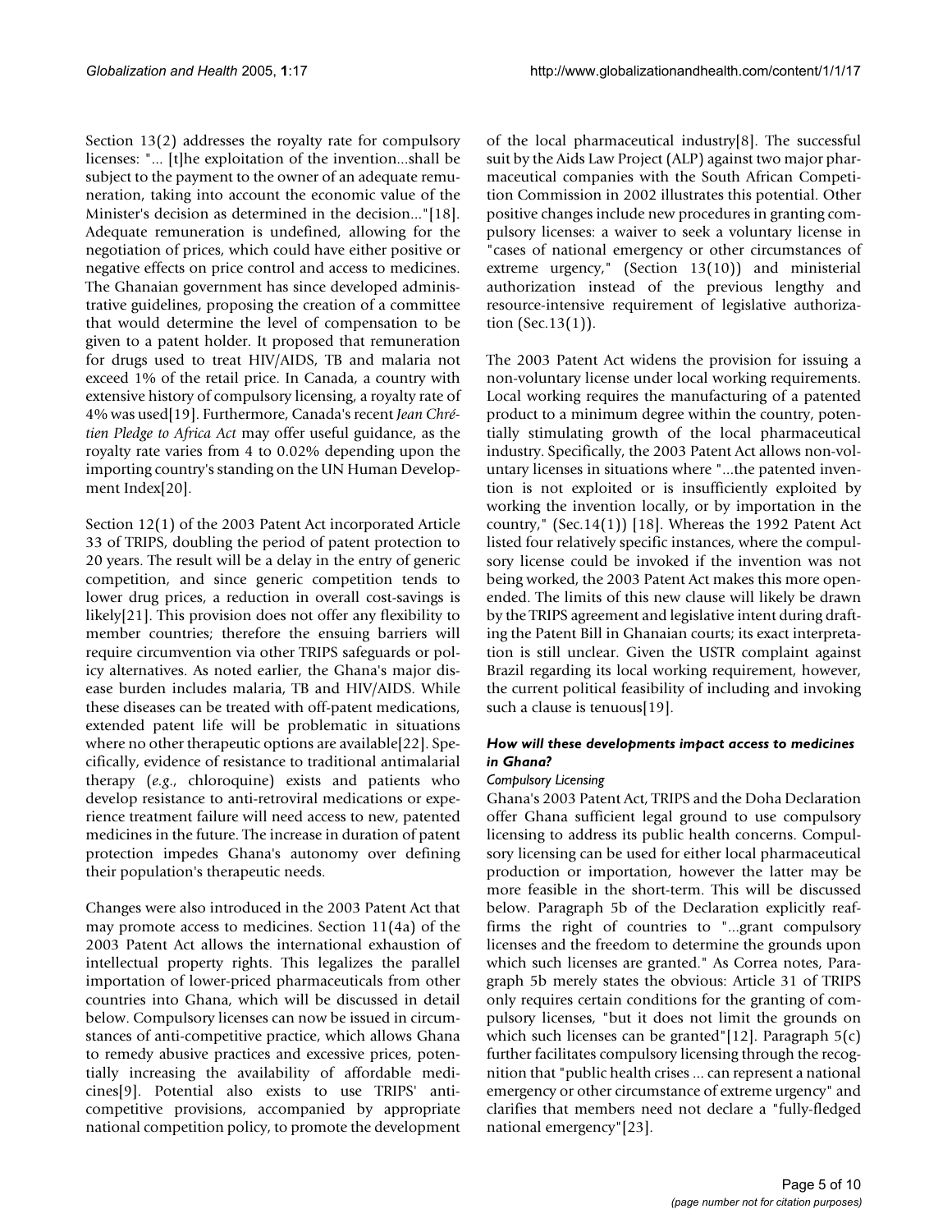Section 13(2) addresses the royalty rate for compulsory licenses: "... [t]he exploitation of the invention...shall be subject to the payment to the owner of an adequate remuneration, taking into account the economic value of the Minister's decision as determined in the decision..."[18]. Adequate remuneration is undefined, allowing for the negotiation of prices, which could have either positive or negative effects on price control and access to medicines. The Ghanaian government has since developed administrative guidelines, proposing the creation of a committee that would determine the level of compensation to be given to a patent holder. It proposed that remuneration for drugs used to treat HIV/AIDS, TB and malaria not exceed 1% of the retail price. In Canada, a country with extensive history of compulsory licensing, a royalty rate of 4% was used[19]. Furthermore, Canada's recent *Jean Chrétien Pledge to Africa Act* may offer useful guidance, as the royalty rate varies from 4 to 0.02% depending upon the importing country's standing on the UN Human Development Index[20].

Section 12(1) of the 2003 Patent Act incorporated Article 33 of TRIPS, doubling the period of patent protection to 20 years. The result will be a delay in the entry of generic competition, and since generic competition tends to lower drug prices, a reduction in overall cost-savings is likely[21]. This provision does not offer any flexibility to member countries; therefore the ensuing barriers will require circumvention via other TRIPS safeguards or policy alternatives. As noted earlier, the Ghana's major disease burden includes malaria, TB and HIV/AIDS. While these diseases can be treated with off-patent medications, extended patent life will be problematic in situations where no other therapeutic options are available[22]. Specifically, evidence of resistance to traditional antimalarial therapy (*e.g*., chloroquine) exists and patients who develop resistance to anti-retroviral medications or experience treatment failure will need access to new, patented medicines in the future. The increase in duration of patent protection impedes Ghana's autonomy over defining their population's therapeutic needs.

Changes were also introduced in the 2003 Patent Act that may promote access to medicines. Section 11(4a) of the 2003 Patent Act allows the international exhaustion of intellectual property rights. This legalizes the parallel importation of lower-priced pharmaceuticals from other countries into Ghana, which will be discussed in detail below. Compulsory licenses can now be issued in circumstances of anti-competitive practice, which allows Ghana to remedy abusive practices and excessive prices, potentially increasing the availability of affordable medicines[9]. Potential also exists to use TRIPS' anti-competitive provisions, accompanied by appropriate national competition policy, to promote the development of the local pharmaceutical industry[8]. The successful suit by the Aids Law Project (ALP) against two major pharmaceutical companies with the South African Competition Commission in 2002 illustrates this potential. Other positive changes include new procedures in granting compulsory licenses: a waiver to seek a voluntary license in "cases of national emergency or other circumstances of extreme urgency," (Section 13(10)) and ministerial authorization instead of the previous lengthy and resource-intensive requirement of legislative authorization (Sec.13(1)).

The 2003 Patent Act widens the provision for issuing a non-voluntary license under local working requirements. Local working requires the manufacturing of a patented product to a minimum degree within the country, potentially stimulating growth of the local pharmaceutical industry. Specifically, the 2003 Patent Act allows non-voluntary licenses in situations where "...the patented invention is not exploited or is insufficiently exploited by working the invention locally, or by importation in the country," (Sec.14(1)) [18]. Whereas the 1992 Patent Act listed four relatively specific instances, where the compulsory license could be invoked if the invention was not being worked, the 2003 Patent Act makes this more open-ended. The limits of this new clause will likely be drawn by the TRIPS agreement and legislative intent during drafting the Patent Bill in Ghanaian courts; its exact interpretation is still unclear. Given the USTR complaint against Brazil regarding its local working requirement, however, the current political feasibility of including and invoking such a clause is tenuous[19].

#### How will these developments impact access to medicines in Ghana?

##### Compulsory Licensing

Ghana's 2003 Patent Act, TRIPS and the Doha Declaration offer Ghana sufficient legal ground to use compulsory licensing to address its public health concerns. Compulsory licensing can be used for either local pharmaceutical production or importation, however the latter may be more feasible in the short-term. This will be discussed below. Paragraph 5b of the Declaration explicitly reaffirms the right of countries to "...grant compulsory licenses and the freedom to determine the grounds upon which such licenses are granted." As Correa notes, Paragraph 5b merely states the obvious: Article 31 of TRIPS only requires certain conditions for the granting of compulsory licenses, "but it does not limit the grounds on which such licenses can be granted"[12]. Paragraph 5(c) further facilitates compulsory licensing through the recognition that "public health crises ... can represent a national emergency or other circumstance of extreme urgency" and clarifies that members need not declare a "fully-fledged national emergency"[23].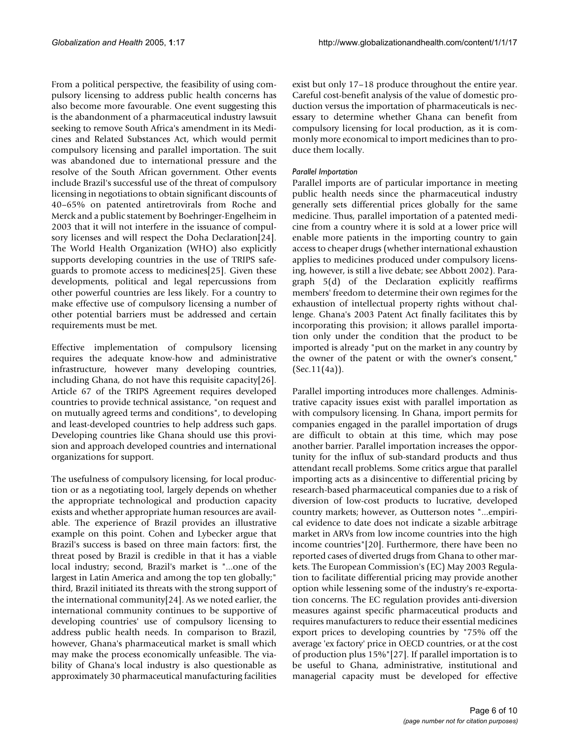From a political perspective, the feasibility of using compulsory licensing to address public health concerns has also become more favourable. One event suggesting this is the abandonment of a pharmaceutical industry lawsuit seeking to remove South Africa's amendment in its Medicines and Related Substances Act, which would permit compulsory licensing and parallel importation. The suit was abandoned due to international pressure and the resolve of the South African government. Other events include Brazil's successful use of the threat of compulsory licensing in negotiations to obtain significant discounts of 40–65% on patented antiretrovirals from Roche and Merck and a public statement by Boehringer-Engelheim in 2003 that it will not interfere in the issuance of compulsory licenses and will respect the Doha Declaration[24]. The World Health Organization (WHO) also explicitly supports developing countries in the use of TRIPS safeguards to promote access to medicines[25]. Given these developments, political and legal repercussions from other powerful countries are less likely. For a country to make effective use of compulsory licensing a number of other potential barriers must be addressed and certain requirements must be met.

Effective implementation of compulsory licensing requires the adequate know-how and administrative infrastructure, however many developing countries, including Ghana, do not have this requisite capacity[26]. Article 67 of the TRIPS Agreement requires developed countries to provide technical assistance, "on request and on mutually agreed terms and conditions", to developing and least-developed countries to help address such gaps. Developing countries like Ghana should use this provision and approach developed countries and international organizations for support.

The usefulness of compulsory licensing, for local production or as a negotiating tool, largely depends on whether the appropriate technological and production capacity exists and whether appropriate human resources are available. The experience of Brazil provides an illustrative example on this point. Cohen and Lybecker argue that Brazil's success is based on three main factors: first, the threat posed by Brazil is credible in that it has a viable local industry; second, Brazil's market is "...one of the largest in Latin America and among the top ten globally;" third, Brazil initiated its threats with the strong support of the international community[24]. As we noted earlier, the international community continues to be supportive of developing countries' use of compulsory licensing to address public health needs. In comparison to Brazil, however, Ghana's pharmaceutical market is small which may make the process economically unfeasible. The viability of Ghana's local industry is also questionable as approximately 30 pharmaceutical manufacturing facilities exist but only 17–18 produce throughout the entire year. Careful cost-benefit analysis of the value of domestic production versus the importation of pharmaceuticals is necessary to determine whether Ghana can benefit from compulsory licensing for local production, as it is commonly more economical to import medicines than to produce them locally.

### *Parallel Importation*

Parallel imports are of particular importance in meeting public health needs since the pharmaceutical industry generally sets differential prices globally for the same medicine. Thus, parallel importation of a patented medicine from a country where it is sold at a lower price will enable more patients in the importing country to gain access to cheaper drugs (whether international exhaustion applies to medicines produced under compulsory licensing, however, is still a live debate; see Abbott 2002). Paragraph 5(d) of the Declaration explicitly reaffirms members' freedom to determine their own regimes for the exhaustion of intellectual property rights without challenge. Ghana's 2003 Patent Act finally facilitates this by incorporating this provision; it allows parallel importation only under the condition that the product to be imported is already "put on the market in any country by the owner of the patent or with the owner's consent," (Sec.11(4a)).

Parallel importing introduces more challenges. Administrative capacity issues exist with parallel importation as with compulsory licensing. In Ghana, import permits for companies engaged in the parallel importation of drugs are difficult to obtain at this time, which may pose another barrier. Parallel importation increases the opportunity for the influx of sub-standard products and thus attendant recall problems. Some critics argue that parallel importing acts as a disincentive to differential pricing by research-based pharmaceutical companies due to a risk of diversion of low-cost products to lucrative, developed country markets; however, as Outterson notes "...empirical evidence to date does not indicate a sizable arbitrage market in ARVs from low income countries into the high income countries"[20]. Furthermore, there have been no reported cases of diverted drugs from Ghana to other markets. The European Commission's (EC) May 2003 Regulation to facilitate differential pricing may provide another option while lessening some of the industry's re-exportation concerns. The EC regulation provides anti-diversion measures against specific pharmaceutical products and requires manufacturers to reduce their essential medicines export prices to developing countries by "75% off the average 'ex factory' price in OECD countries, or at the cost of production plus 15%"[27]. If parallel importation is to be useful to Ghana, administrative, institutional and managerial capacity must be developed for effective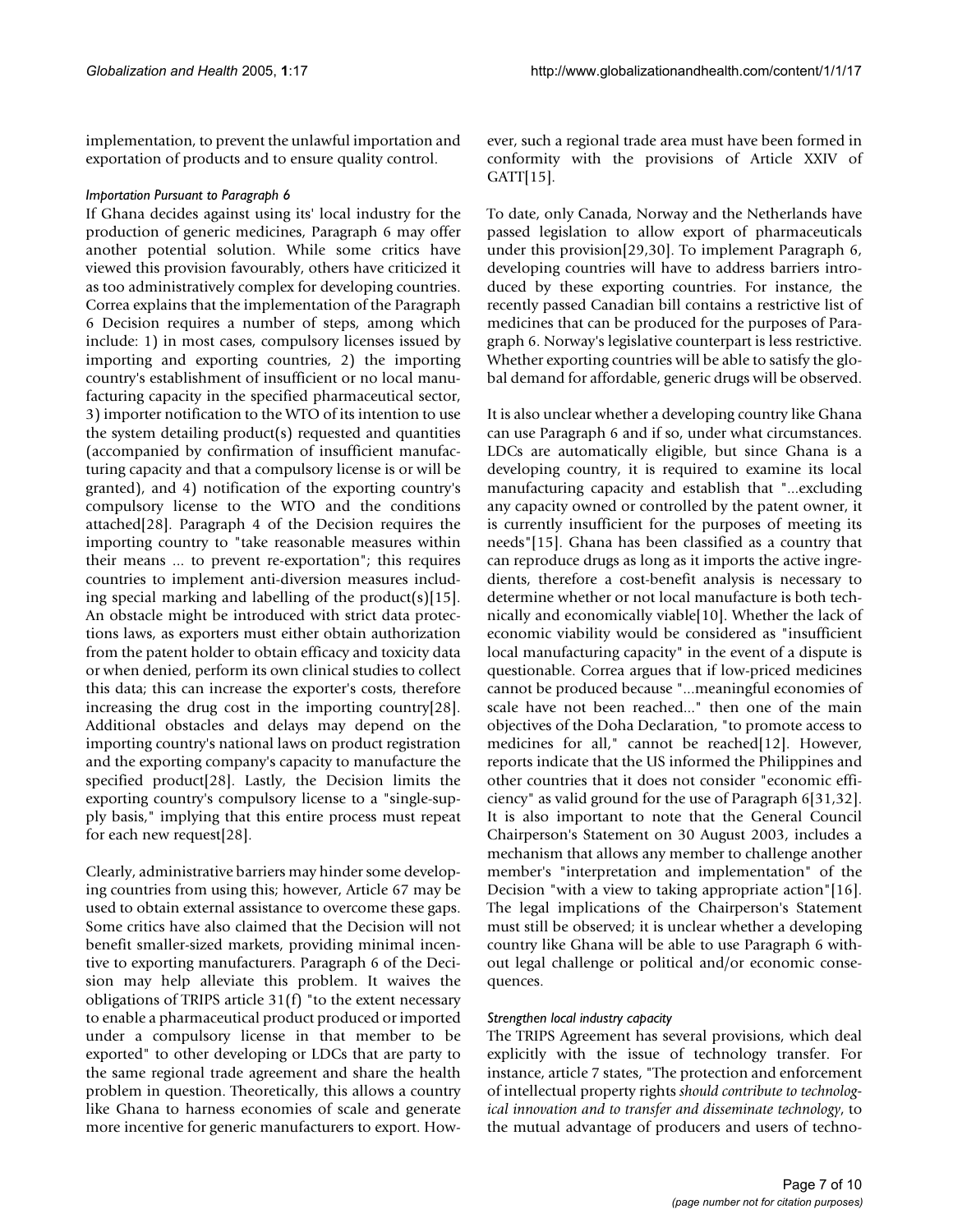implementation, to prevent the unlawful importation and exportation of products and to ensure quality control.

*Importation Pursuant to Paragraph 6*

If Ghana decides against using its' local industry for the production of generic medicines, Paragraph 6 may offer another potential solution. While some critics have viewed this provision favourably, others have criticized it as too administratively complex for developing countries. Correa explains that the implementation of the Paragraph 6 Decision requires a number of steps, among which include: 1) in most cases, compulsory licenses issued by importing and exporting countries, 2) the importing country's establishment of insufficient or no local manufacturing capacity in the specified pharmaceutical sector, 3) importer notification to the WTO of its intention to use the system detailing product(s) requested and quantities (accompanied by confirmation of insufficient manufacturing capacity and that a compulsory license is or will be granted), and 4) notification of the exporting country's compulsory license to the WTO and the conditions attached[28]. Paragraph 4 of the Decision requires the importing country to "take reasonable measures within their means ... to prevent re-exportation"; this requires countries to implement anti-diversion measures including special marking and labelling of the product(s)[15]. An obstacle might be introduced with strict data protections laws, as exporters must either obtain authorization from the patent holder to obtain efficacy and toxicity data or when denied, perform its own clinical studies to collect this data; this can increase the exporter's costs, therefore increasing the drug cost in the importing country[28]. Additional obstacles and delays may depend on the importing country's national laws on product registration and the exporting company's capacity to manufacture the specified product[28]. Lastly, the Decision limits the exporting country's compulsory license to a "single-supply basis," implying that this entire process must repeat for each new request[28].

Clearly, administrative barriers may hinder some developing countries from using this; however, Article 67 may be used to obtain external assistance to overcome these gaps. Some critics have also claimed that the Decision will not benefit smaller-sized markets, providing minimal incentive to exporting manufacturers. Paragraph 6 of the Decision may help alleviate this problem. It waives the obligations of TRIPS article 31(f) "to the extent necessary to enable a pharmaceutical product produced or imported under a compulsory license in that member to be exported" to other developing or LDCs that are party to the same regional trade agreement and share the health problem in question. Theoretically, this allows a country like Ghana to harness economies of scale and generate more incentive for generic manufacturers to export. However, such a regional trade area must have been formed in conformity with the provisions of Article XXIV of GATT[15].

To date, only Canada, Norway and the Netherlands have passed legislation to allow export of pharmaceuticals under this provision[29,30]. To implement Paragraph 6, developing countries will have to address barriers introduced by these exporting countries. For instance, the recently passed Canadian bill contains a restrictive list of medicines that can be produced for the purposes of Paragraph 6. Norway's legislative counterpart is less restrictive. Whether exporting countries will be able to satisfy the global demand for affordable, generic drugs will be observed.

It is also unclear whether a developing country like Ghana can use Paragraph 6 and if so, under what circumstances. LDCs are automatically eligible, but since Ghana is a developing country, it is required to examine its local manufacturing capacity and establish that "...excluding any capacity owned or controlled by the patent owner, it is currently insufficient for the purposes of meeting its needs"[15]. Ghana has been classified as a country that can reproduce drugs as long as it imports the active ingredients, therefore a cost-benefit analysis is necessary to determine whether or not local manufacture is both technically and economically viable[10]. Whether the lack of economic viability would be considered as "insufficient local manufacturing capacity" in the event of a dispute is questionable. Correa argues that if low-priced medicines cannot be produced because "...meaningful economies of scale have not been reached..." then one of the main objectives of the Doha Declaration, "to promote access to medicines for all," cannot be reached[12]. However, reports indicate that the US informed the Philippines and other countries that it does not consider "economic efficiency" as valid ground for the use of Paragraph 6[31,32]. It is also important to note that the General Council Chairperson's Statement on 30 August 2003, includes a mechanism that allows any member to challenge another member's "interpretation and implementation" of the Decision "with a view to taking appropriate action"[16]. The legal implications of the Chairperson's Statement must still be observed; it is unclear whether a developing country like Ghana will be able to use Paragraph 6 without legal challenge or political and/or economic consequences.

*Strengthen local industry capacity*

The TRIPS Agreement has several provisions, which deal explicitly with the issue of technology transfer. For instance, article 7 states, "The protection and enforcement of intellectual property rights *should contribute to technological innovation and to transfer and disseminate technology*, to the mutual advantage of producers and users of techno-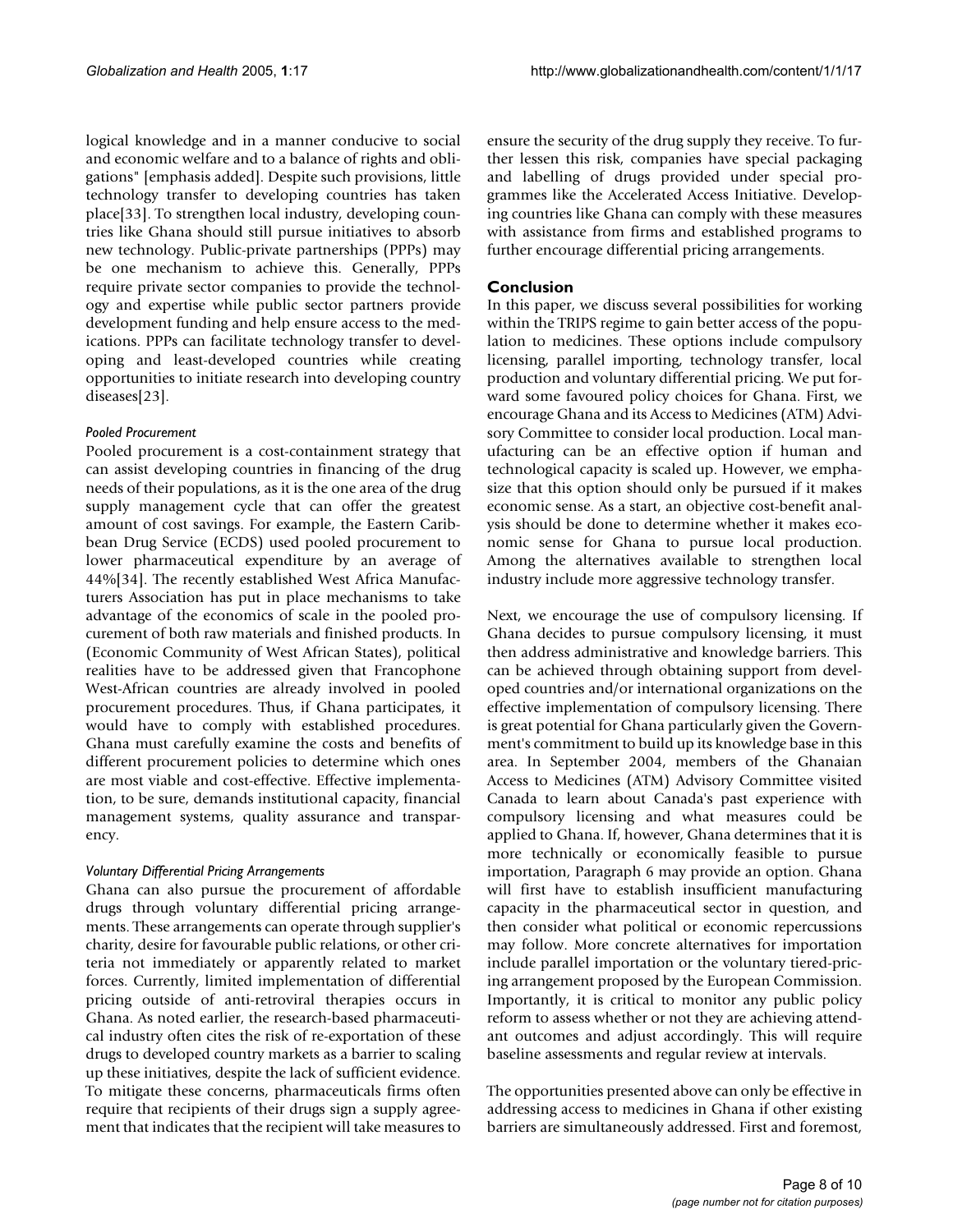logical knowledge and in a manner conducive to social and economic welfare and to a balance of rights and obligations" [emphasis added]. Despite such provisions, little technology transfer to developing countries has taken place[33]. To strengthen local industry, developing countries like Ghana should still pursue initiatives to absorb new technology. Public-private partnerships (PPPs) may be one mechanism to achieve this. Generally, PPPs require private sector companies to provide the technology and expertise while public sector partners provide development funding and help ensure access to the medications. PPPs can facilitate technology transfer to developing and least-developed countries while creating opportunities to initiate research into developing country diseases[23].

#### *Pooled Procurement*

Pooled procurement is a cost-containment strategy that can assist developing countries in financing of the drug needs of their populations, as it is the one area of the drug supply management cycle that can offer the greatest amount of cost savings. For example, the Eastern Caribbean Drug Service (ECDS) used pooled procurement to lower pharmaceutical expenditure by an average of 44%[34]. The recently established West Africa Manufacturers Association has put in place mechanisms to take advantage of the economics of scale in the pooled procurement of both raw materials and finished products. In (Economic Community of West African States), political realities have to be addressed given that Francophone West-African countries are already involved in pooled procurement procedures. Thus, if Ghana participates, it would have to comply with established procedures. Ghana must carefully examine the costs and benefits of different procurement policies to determine which ones are most viable and cost-effective. Effective implementation, to be sure, demands institutional capacity, financial management systems, quality assurance and transparency.

#### *Voluntary Differential Pricing Arrangements*

Ghana can also pursue the procurement of affordable drugs through voluntary differential pricing arrangements. These arrangements can operate through supplier's charity, desire for favourable public relations, or other criteria not immediately or apparently related to market forces. Currently, limited implementation of differential pricing outside of anti-retroviral therapies occurs in Ghana. As noted earlier, the research-based pharmaceutical industry often cites the risk of re-exportation of these drugs to developed country markets as a barrier to scaling up these initiatives, despite the lack of sufficient evidence. To mitigate these concerns, pharmaceuticals firms often require that recipients of their drugs sign a supply agreement that indicates that the recipient will take measures to ensure the security of the drug supply they receive. To further lessen this risk, companies have special packaging and labelling of drugs provided under special programmes like the Accelerated Access Initiative. Developing countries like Ghana can comply with these measures with assistance from firms and established programs to further encourage differential pricing arrangements.

## Conclusion

In this paper, we discuss several possibilities for working within the TRIPS regime to gain better access of the population to medicines. These options include compulsory licensing, parallel importing, technology transfer, local production and voluntary differential pricing. We put forward some favoured policy choices for Ghana. First, we encourage Ghana and its Access to Medicines (ATM) Advisory Committee to consider local production. Local manufacturing can be an effective option if human and technological capacity is scaled up. However, we emphasize that this option should only be pursued if it makes economic sense. As a start, an objective cost-benefit analysis should be done to determine whether it makes economic sense for Ghana to pursue local production. Among the alternatives available to strengthen local industry include more aggressive technology transfer.

Next, we encourage the use of compulsory licensing. If Ghana decides to pursue compulsory licensing, it must then address administrative and knowledge barriers. This can be achieved through obtaining support from developed countries and/or international organizations on the effective implementation of compulsory licensing. There is great potential for Ghana particularly given the Government's commitment to build up its knowledge base in this area. In September 2004, members of the Ghanaian Access to Medicines (ATM) Advisory Committee visited Canada to learn about Canada's past experience with compulsory licensing and what measures could be applied to Ghana. If, however, Ghana determines that it is more technically or economically feasible to pursue importation, Paragraph 6 may provide an option. Ghana will first have to establish insufficient manufacturing capacity in the pharmaceutical sector in question, and then consider what political or economic repercussions may follow. More concrete alternatives for importation include parallel importation or the voluntary tiered-pricing arrangement proposed by the European Commission. Importantly, it is critical to monitor any public policy reform to assess whether or not they are achieving attendant outcomes and adjust accordingly. This will require baseline assessments and regular review at intervals.

The opportunities presented above can only be effective in addressing access to medicines in Ghana if other existing barriers are simultaneously addressed. First and foremost,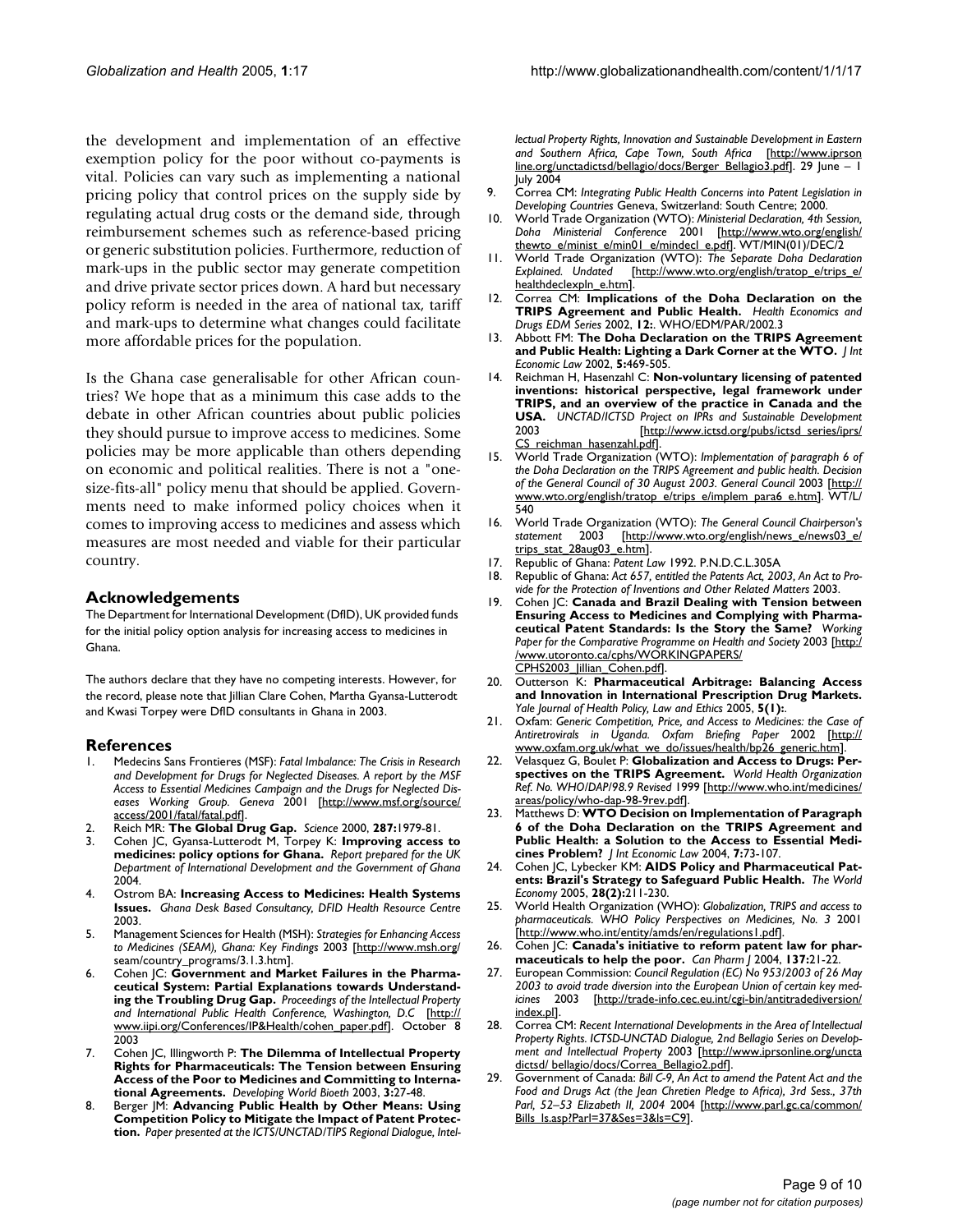the development and implementation of an effective exemption policy for the poor without co-payments is vital. Policies can vary such as implementing a national pricing policy that control prices on the supply side by regulating actual drug costs or the demand side, through reimbursement schemes such as reference-based pricing or generic substitution policies. Furthermore, reduction of mark-ups in the public sector may generate competition and drive private sector prices down. A hard but necessary policy reform is needed in the area of national tax, tariff and mark-ups to determine what changes could facilitate more affordable prices for the population.

Is the Ghana case generalisable for other African countries? We hope that as a minimum this case adds to the debate in other African countries about public policies they should pursue to improve access to medicines. Some policies may be more applicable than others depending on economic and political realities. There is not a "one-size-fits-all" policy menu that should be applied. Governments need to make informed policy choices when it comes to improving access to medicines and assess which measures are most needed and viable for their particular country.

## Acknowledgements

The Department for International Development (DfID), UK provided funds for the initial policy option analysis for increasing access to medicines in Ghana.

The authors declare that they have no competing interests. However, for the record, please note that Jillian Clare Cohen, Martha Gyansa-Lutterodt and Kwasi Torpey were DfID consultants in Ghana in 2003.

## References

1. Medecins Sans Frontieres (MSF): *Fatal Imbalance: The Crisis in Research and Development for Drugs for Neglected Diseases. A report by the MSF Access to Essential Medicines Campaign and the Drugs for Neglected Diseases Working Group. Geneva* 2001 [http://www.msf.org/source/access/2001/fatal/fatal.pdf].
2. Reich MR: **The Global Drug Gap.** *Science* 2000, **287:**1979-81.
3. Cohen JC, Gyansa-Lutterodt M, Torpey K: **Improving access to medicines: policy options for Ghana.** *Report prepared for the UK Department of International Development and the Government of Ghana* 2004.
4. Ostrom BA: **Increasing Access to Medicines: Health Systems Issues.** *Ghana Desk Based Consultancy, DFID Health Resource Centre* 2003.
5. Management Sciences for Health (MSH): *Strategies for Enhancing Access to Medicines (SEAM), Ghana: Key Findings* 2003 [http://www.msh.org/seam/country_programs/3.1.3.htm].
6. Cohen JC: **Government and Market Failures in the Pharmaceutical System: Partial Explanations towards Understanding the Troubling Drug Gap.** *Proceedings of the Intellectual Property and International Public Health Conference, Washington, D.C* [http://www.iipi.org/Conferences/IP&Health/cohen_paper.pdf]. October 8 2003
7. Cohen JC, Illingworth P: **The Dilemma of Intellectual Property Rights for Pharmaceuticals: The Tension between Ensuring Access of the Poor to Medicines and Committing to International Agreements.** *Developing World Bioeth* 2003, **3:**27-48.
8. Berger JM: **Advancing Public Health by Other Means: Using Competition Policy to Mitigate the Impact of Patent Protection.** *Paper presented at the ICTS/UNCTAD/TIPS Regional Dialogue, Intellectual Property Rights, Innovation and Sustainable Development in Eastern and Southern Africa, Cape Town, South Africa* [http://www.iprsonline.org/unctadictsd/bellagio/docs/Berger_Bellagio3.pdf]. 29 June – 1 July 2004
9. Correa CM: *Integrating Public Health Concerns into Patent Legislation in Developing Countries* Geneva, Switzerland: South Centre; 2000.
10. World Trade Organization (WTO): *Ministerial Declaration, 4th Session, Doha Ministerial Conference* 2001 [http://www.wto.org/english/thewto_e/minist_e/min01_e/mindecl_e.pdf]. WT/MIN(01)/DEC/2
11. World Trade Organization (WTO): *The Separate Doha Declaration Explained. Undated* [http://www.wto.org/english/tratop_e/trips_e/healthdeclexpln_e.htm].
12. Correa CM: **Implications of the Doha Declaration on the TRIPS Agreement and Public Health.** *Health Economics and Drugs EDM Series* 2002, **12:**. WHO/EDM/PAR/2002.3
13. Abbott FM: **The Doha Declaration on the TRIPS Agreement and Public Health: Lighting a Dark Corner at the WTO.** *J Int Economic Law* 2002, **5:**469-505.
14. Reichman H, Hasenzahl C: **Non-voluntary licensing of patented inventions: historical perspective, legal framework under TRIPS, and an overview of the practice in Canada and the USA.** *UNCTAD/ICTSD Project on IPRs and Sustainable Development* 2003 [http://www.ictsd.org/pubs/ictsd_series/iprs/CS_reichman_hasenzahl.pdf].
15. World Trade Organization (WTO): *Implementation of paragraph 6 of the Doha Declaration on the TRIPS Agreement and public health. Decision of the General Council of 30 August 2003. General Council* 2003 [http://www.wto.org/english/tratop_e/trips_e/implem_para6_e.htm]. WT/L/540
16. World Trade Organization (WTO): *The General Council Chairperson's statement* 2003 [http://www.wto.org/english/news_e/news03_e/trips_stat_28aug03_e.htm].
17. Republic of Ghana: *Patent Law* 1992. P.N.D.C.L.305A
18. Republic of Ghana: *Act 657, entitled the Patents Act, 2003, An Act to Provide for the Protection of Inventions and Other Related Matters* 2003.
19. Cohen JC: **Canada and Brazil Dealing with Tension between Ensuring Access to Medicines and Complying with Pharmaceutical Patent Standards: Is the Story the Same?** *Working Paper for the Comparative Programme on Health and Society* 2003 [http://www.utoronto.ca/cphs/WORKINGPAPERS/CPHS2003_Jillian_Cohen.pdf].
20. Outterson K: **Pharmaceutical Arbitrage: Balancing Access and Innovation in International Prescription Drug Markets.** *Yale Journal of Health Policy, Law and Ethics* 2005, **5(1):**.
21. Oxfam: *Generic Competition, Price, and Access to Medicines: the Case of Antiretrovirals in Uganda. Oxfam Briefing Paper* 2002 [http://www.oxfam.org.uk/what_we_do/issues/health/bp26_generic.htm].
22. Velasquez G, Boulet P: **Globalization and Access to Drugs: Perspectives on the TRIPS Agreement.** *World Health Organization Ref. No. WHO/DAP/98.9 Revised* 1999 [http://www.who.int/medicines/areas/policy/who-dap-98-9rev.pdf].
23. Matthews D: **WTO Decision on Implementation of Paragraph 6 of the Doha Declaration on the TRIPS Agreement and Public Health: a Solution to the Access to Essential Medicines Problem?** *J Int Economic Law* 2004, **7:**73-107.
24. Cohen JC, Lybecker KM: **AIDS Policy and Pharmaceutical Patents: Brazil's Strategy to Safeguard Public Health.** *The World Economy* 2005, **28(2):**211-230.
25. World Health Organization (WHO): *Globalization, TRIPS and access to pharmaceuticals. WHO Policy Perspectives on Medicines, No. 3* 2001 [http://www.who.int/entity/amds/en/regulations1.pdf].
26. Cohen JC: **Canada's initiative to reform patent law for pharmaceuticals to help the poor.** *Can Pharm J* 2004, **137:**21-22.
27. European Commission: *Council Regulation (EC) No 953/2003 of 26 May 2003 to avoid trade diversion into the European Union of certain key medicines* 2003 [http://trade-info.cec.eu.int/cgi-bin/antitradediversion/index.pl].
28. Correa CM: *Recent International Developments in the Area of Intellectual Property Rights. ICTSD-UNCTAD Dialogue, 2nd Bellagio Series on Development and Intellectual Property* 2003 [http://www.iprsonline.org/unctadictsd/ bellagio/docs/Correa_Bellagio2.pdf].
29. Government of Canada: *Bill C-9, An Act to amend the Patent Act and the Food and Drugs Act (the Jean Chretien Pledge to Africa), 3rd Sess., 37th Parl, 52–53 Elizabeth II, 2004* 2004 [http://www.parl.gc.ca/common/Bills_ls.asp?Parl=37&Ses=3&ls=C9].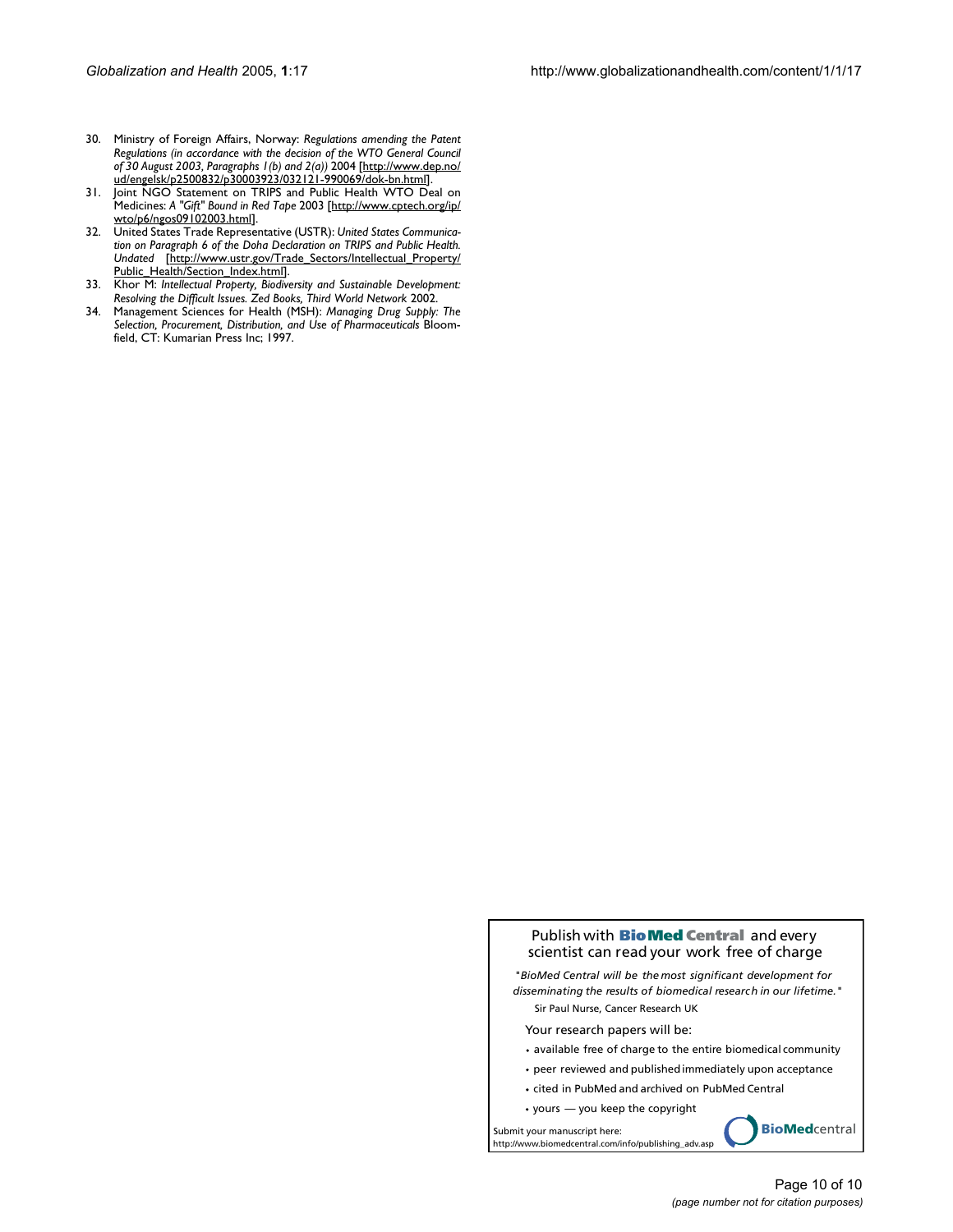30. Ministry of Foreign Affairs, Norway: *Regulations amending the Patent Regulations (in accordance with the decision of the WTO General Council of 30 August 2003, Paragraphs 1(b) and 2(a))* 2004 [http://www.dep.no/ud/engelsk/p2500832/p30003923/032121-990069/dok-bn.html].
31. Joint NGO Statement on TRIPS and Public Health WTO Deal on Medicines: *A "Gift" Bound in Red Tape* 2003 [http://www.cptech.org/ip/wto/p6/ngos09102003.html].
32. United States Trade Representative (USTR): *United States Communication on Paragraph 6 of the Doha Declaration on TRIPS and Public Health. Undated* [http://www.ustr.gov/Trade_Sectors/Intellectual_Property/Public_Health/Section_Index.html].
33. Khor M: *Intellectual Property, Biodiversity and Sustainable Development: Resolving the Difficult Issues. Zed Books, Third World Network* 2002.
34. Management Sciences for Health (MSH): *Managing Drug Supply: The Selection, Procurement, Distribution, and Use of Pharmaceuticals* Bloomfield, CT: Kumarian Press Inc; 1997.

Publish with **BioMed Central** and every scientist can read your work free of charge

*"BioMed Central will be the most significant development for disseminating the results of biomedical research in our lifetime."*

Sir Paul Nurse, Cancer Research UK

Your research papers will be:

- available free of charge to the entire biomedical community
- peer reviewed and published immediately upon acceptance
- cited in PubMed and archived on PubMed Central
- yours — you keep the copyright

Submit your manuscript here:
http://www.biomedcentral.com/info/publishing_adv.asp

**BioMed**central